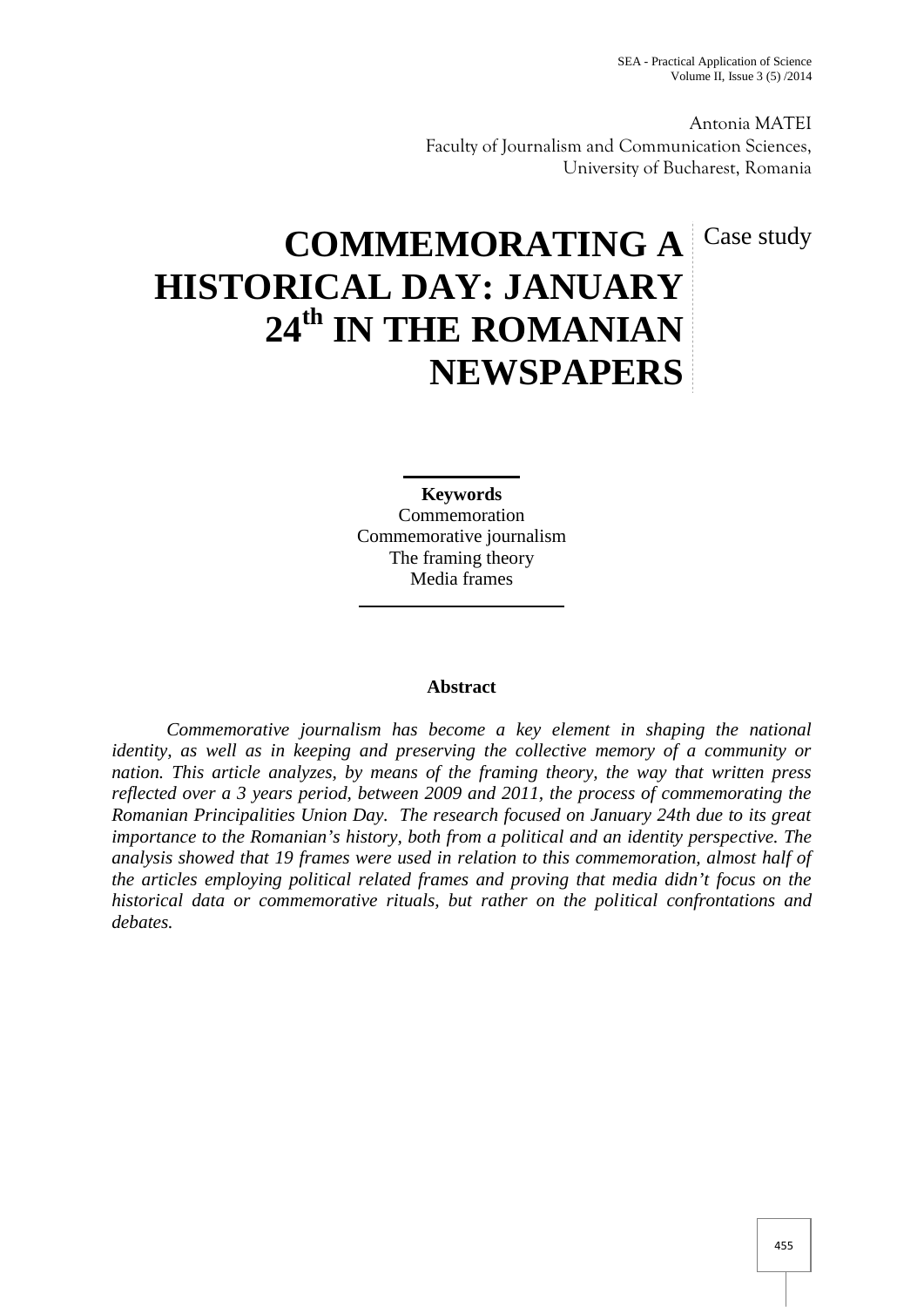Antonia MATEI
Faculty of Journalism and Communication Sciences,
University of Bucharest, Romania

Case study

# COMMEMORATING A HISTORICAL DAY: JANUARY 24th IN THE ROMANIAN NEWSPAPERS

**Keywords**
Commemoration
Commemorative journalism
The framing theory
Media frames

**Abstract**

*Commemorative journalism has become a key element in shaping the national identity, as well as in keeping and preserving the collective memory of a community or nation. This article analyzes, by means of the framing theory, the way that written press reflected over a 3 years period, between 2009 and 2011, the process of commemorating the Romanian Principalities Union Day. The research focused on January 24th due to its great importance to the Romanian's history, both from a political and an identity perspective. The analysis showed that 19 frames were used in relation to this commemoration, almost half of the articles employing political related frames and proving that media didn't focus on the historical data or commemorative rituals, but rather on the political confrontations and debates.*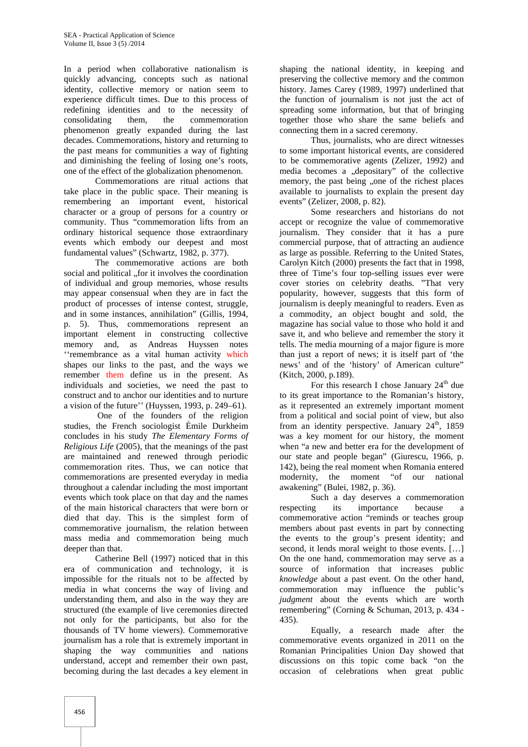In a period when collaborative nationalism is quickly advancing, concepts such as national identity, collective memory or nation seem to experience difficult times. Due to this process of redefining identities and to the necessity of consolidating them, the commemoration phenomenon greatly expanded during the last decades. Commemorations, history and returning to the past means for communities a way of fighting and diminishing the feeling of losing one's roots, one of the effect of the globalization phenomenon.

Commemorations are ritual actions that take place in the public space. Their meaning is remembering an important event, historical character or a group of persons for a country or community. Thus "commemoration lifts from an ordinary historical sequence those extraordinary events which embody our deepest and most fundamental values" (Schwartz, 1982, p. 377).

The commemorative actions are both social and political „for it involves the coordination of individual and group memories, whose results may appear consensual when they are in fact the product of processes of intense contest, struggle, and in some instances, annihilation" (Gillis, 1994, p. 5). Thus, commemorations represent an important element in constructing collective memory and, as Andreas Huyssen notes ''remembrance as a vital human activity which shapes our links to the past, and the ways we remember them define us in the present. As individuals and societies, we need the past to construct and to anchor our identities and to nurture a vision of the future'' (Huyssen, 1993, p. 249–61).

One of the founders of the religion studies, the French sociologist Émile Durkheim concludes in his study *The Elementary Forms of Religious Life* (2005), that the meanings of the past are maintained and renewed through periodic commemoration rites. Thus, we can notice that commemorations are presented everyday in media throughout a calendar including the most important events which took place on that day and the names of the main historical characters that were born or died that day. This is the simplest form of commemorative journalism, the relation between mass media and commemoration being much deeper than that.

Catherine Bell (1997) noticed that in this era of communication and technology, it is impossible for the rituals not to be affected by media in what concerns the way of living and understanding them, and also in the way they are structured (the example of live ceremonies directed not only for the participants, but also for the thousands of TV home viewers). Commemorative journalism has a role that is extremely important in shaping the way communities and nations understand, accept and remember their own past, becoming during the last decades a key element in shaping the national identity, in keeping and preserving the collective memory and the common history. James Carey (1989, 1997) underlined that the function of journalism is not just the act of spreading some information, but that of bringing together those who share the same beliefs and connecting them in a sacred ceremony.

Thus, journalists, who are direct witnesses to some important historical events, are considered to be commemorative agents (Zelizer, 1992) and media becomes a „depositary" of the collective memory, the past being „one of the richest places available to journalists to explain the present day events" (Zelizer, 2008, p. 82).

Some researchers and historians do not accept or recognize the value of commemorative journalism. They consider that it has a pure commercial purpose, that of attracting an audience as large as possible. Referring to the United States, Carolyn Kitch (2000) presents the fact that in 1998, three of Time's four top-selling issues ever were cover stories on celebrity deaths. "That very popularity, however, suggests that this form of journalism is deeply meaningful to readers. Even as a commodity, an object bought and sold, the magazine has social value to those who hold it and save it, and who believe and remember the story it tells. The media mourning of a major figure is more than just a report of news; it is itself part of 'the news' and of the 'history' of American culture" (Kitch, 2000, p.189).

For this research I chose January 24th due to its great importance to the Romanian's history, as it represented an extremely important moment from a political and social point of view, but also from an identity perspective. January 24th, 1859 was a key moment for our history, the moment when "a new and better era for the development of our state and people began" (Giurescu, 1966, p. 142), being the real moment when Romania entered modernity, the moment "of our national awakening" (Bulei, 1982, p. 36).

Such a day deserves a commemoration respecting its importance because a commemorative action "reminds or teaches group members about past events in part by connecting the events to the group's present identity; and second, it lends moral weight to those events. […] On the one hand, commemoration may serve as a source of information that increases public *knowledge* about a past event. On the other hand, commemoration may influence the public's *judgment* about the events which are worth remembering" (Corning & Schuman, 2013, p. 434 - 435).

Equally, a research made after the commemorative events organized in 2011 on the Romanian Principalities Union Day showed that discussions on this topic come back "on the occasion of celebrations when great public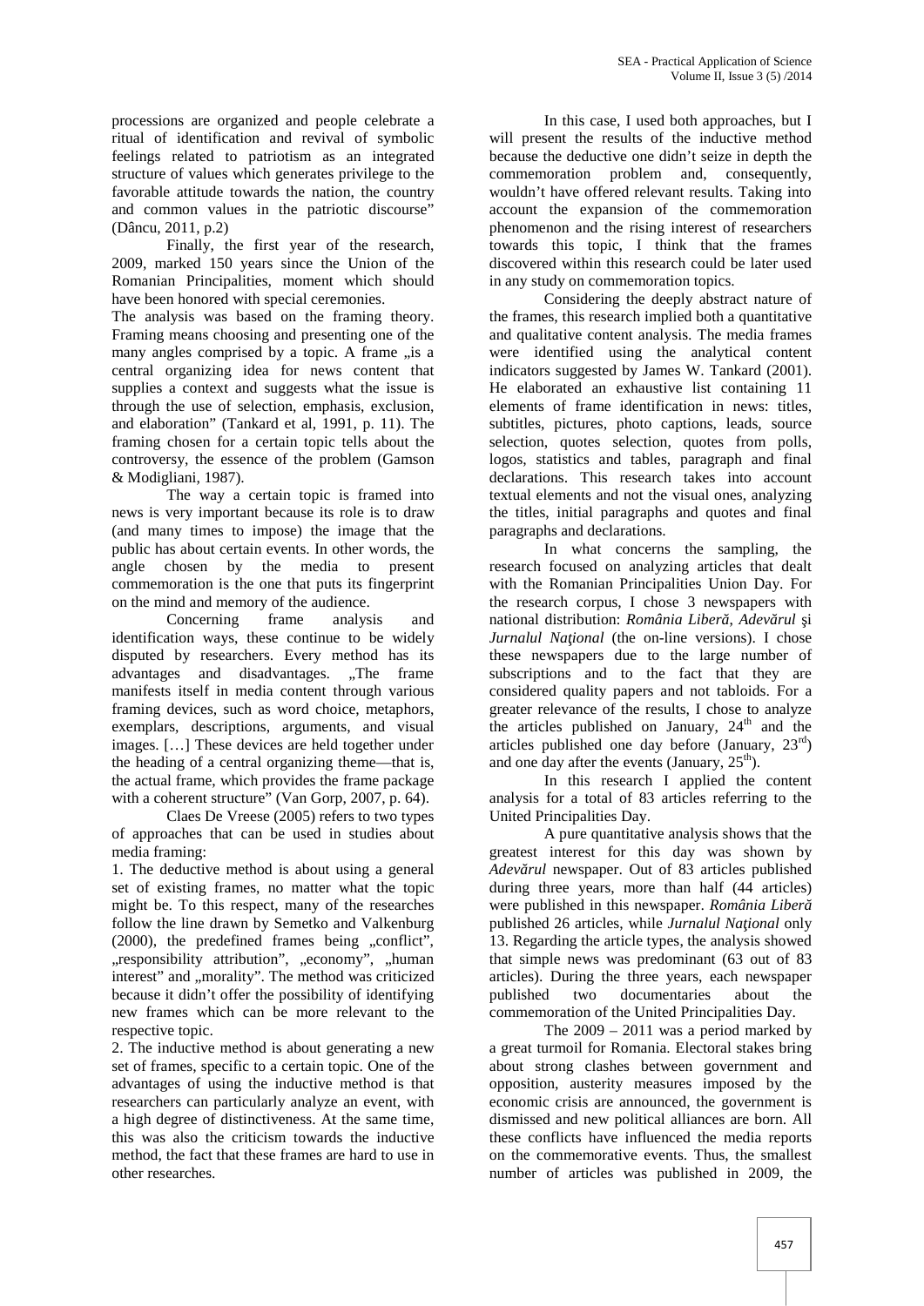processions are organized and people celebrate a ritual of identification and revival of symbolic feelings related to patriotism as an integrated structure of values which generates privilege to the favorable attitude towards the nation, the country and common values in the patriotic discourse" (Dâncu, 2011, p.2)

Finally, the first year of the research, 2009, marked 150 years since the Union of the Romanian Principalities, moment which should have been honored with special ceremonies.

The analysis was based on the framing theory. Framing means choosing and presenting one of the many angles comprised by a topic. A frame „is a central organizing idea for news content that supplies a context and suggests what the issue is through the use of selection, emphasis, exclusion, and elaboration" (Tankard et al, 1991, p. 11). The framing chosen for a certain topic tells about the controversy, the essence of the problem (Gamson & Modigliani, 1987).

The way a certain topic is framed into news is very important because its role is to draw (and many times to impose) the image that the public has about certain events. In other words, the angle chosen by the media to present commemoration is the one that puts its fingerprint on the mind and memory of the audience.

Concerning frame analysis and identification ways, these continue to be widely disputed by researchers. Every method has its advantages and disadvantages. „The frame manifests itself in media content through various framing devices, such as word choice, metaphors, exemplars, descriptions, arguments, and visual images. […] These devices are held together under the heading of a central organizing theme—that is, the actual frame, which provides the frame package with a coherent structure" (Van Gorp, 2007, p. 64).

Claes De Vreese (2005) refers to two types of approaches that can be used in studies about media framing:

1. The deductive method is about using a general set of existing frames, no matter what the topic might be. To this respect, many of the researches follow the line drawn by Semetko and Valkenburg (2000), the predefined frames being „conflict", „responsibility attribution", „economy", „human interest" and „morality". The method was criticized because it didn't offer the possibility of identifying new frames which can be more relevant to the respective topic.

2. The inductive method is about generating a new set of frames, specific to a certain topic. One of the advantages of using the inductive method is that researchers can particularly analyze an event, with a high degree of distinctiveness. At the same time, this was also the criticism towards the inductive method, the fact that these frames are hard to use in other researches.

In this case, I used both approaches, but I will present the results of the inductive method because the deductive one didn't seize in depth the commemoration problem and, consequently, wouldn't have offered relevant results. Taking into account the expansion of the commemoration phenomenon and the rising interest of researchers towards this topic, I think that the frames discovered within this research could be later used in any study on commemoration topics.

Considering the deeply abstract nature of the frames, this research implied both a quantitative and qualitative content analysis. The media frames were identified using the analytical content indicators suggested by James W. Tankard (2001). He elaborated an exhaustive list containing 11 elements of frame identification in news: titles, subtitles, pictures, photo captions, leads, source selection, quotes selection, quotes from polls, logos, statistics and tables, paragraph and final declarations. This research takes into account textual elements and not the visual ones, analyzing the titles, initial paragraphs and quotes and final paragraphs and declarations.

In what concerns the sampling, the research focused on analyzing articles that dealt with the Romanian Principalities Union Day. For the research corpus, I chose 3 newspapers with national distribution: *România Liberă, Adevărul* şi *Jurnalul Naţional* (the on-line versions). I chose these newspapers due to the large number of subscriptions and to the fact that they are considered quality papers and not tabloids. For a greater relevance of the results, I chose to analyze the articles published on January, 24th and the articles published one day before (January, 23rd) and one day after the events (January, 25th).

In this research I applied the content analysis for a total of 83 articles referring to the United Principalities Day.

A pure quantitative analysis shows that the greatest interest for this day was shown by *Adevărul* newspaper. Out of 83 articles published during three years, more than half (44 articles) were published in this newspaper. *România Liberă* published 26 articles, while *Jurnalul Naţional* only 13. Regarding the article types, the analysis showed that simple news was predominant (63 out of 83 articles). During the three years, each newspaper published two documentaries about the commemoration of the United Principalities Day.

The 2009 – 2011 was a period marked by a great turmoil for Romania. Electoral stakes bring about strong clashes between government and opposition, austerity measures imposed by the economic crisis are announced, the government is dismissed and new political alliances are born. All these conflicts have influenced the media reports on the commemorative events. Thus, the smallest number of articles was published in 2009, the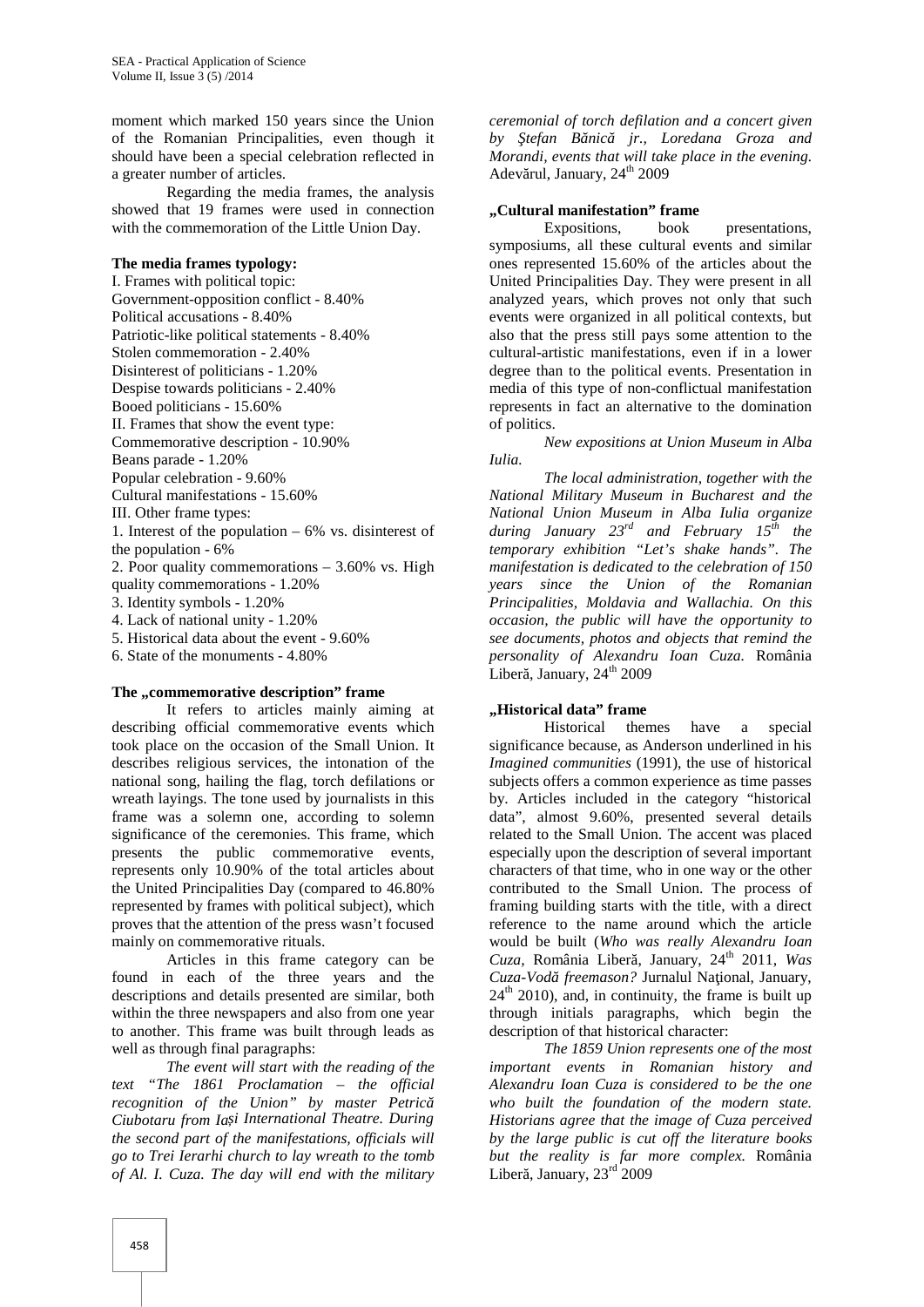moment which marked 150 years since the Union of the Romanian Principalities, even though it should have been a special celebration reflected in a greater number of articles.

Regarding the media frames, the analysis showed that 19 frames were used in connection with the commemoration of the Little Union Day.

**The media frames typology:**

I. Frames with political topic:
Government-opposition conflict - 8.40%
Political accusations - 8.40%
Patriotic-like political statements - 8.40%
Stolen commemoration - 2.40%
Disinterest of politicians - 1.20%
Despise towards politicians - 2.40%
Booed politicians - 15.60%

II. Frames that show the event type:
Commemorative description - 10.90%
Beans parade - 1.20%
Popular celebration - 9.60%
Cultural manifestations - 15.60%

III. Other frame types:
1. Interest of the population – 6% vs. disinterest of the population - 6%
2. Poor quality commemorations – 3.60% vs. High quality commemorations - 1.20%
3. Identity symbols - 1.20%
4. Lack of national unity - 1.20%
5. Historical data about the event - 9.60%
6. State of the monuments - 4.80%

**The „commemorative description" frame**

It refers to articles mainly aiming at describing official commemorative events which took place on the occasion of the Small Union. It describes religious services, the intonation of the national song, hailing the flag, torch defilations or wreath layings. The tone used by journalists in this frame was a solemn one, according to solemn significance of the ceremonies. This frame, which presents the public commemorative events, represents only 10.90% of the total articles about the United Principalities Day (compared to 46.80% represented by frames with political subject), which proves that the attention of the press wasn't focused mainly on commemorative rituals.

Articles in this frame category can be found in each of the three years and the descriptions and details presented are similar, both within the three newspapers and also from one year to another. This frame was built through leads as well as through final paragraphs:

*The event will start with the reading of the text "The 1861 Proclamation – the official recognition of the Union" by master Petrică Ciubotaru from Iași International Theatre. During the second part of the manifestations, officials will go to Trei Ierarhi church to lay wreath to the tomb of Al. I. Cuza. The day will end with the military ceremonial of torch defilation and a concert given by Ştefan Bănică jr., Loredana Groza and Morandi, events that will take place in the evening.* Adevărul, January, 24th 2009

**„Cultural manifestation" frame**

Expositions, book presentations, symposiums, all these cultural events and similar ones represented 15.60% of the articles about the United Principalities Day. They were present in all analyzed years, which proves not only that such events were organized in all political contexts, but also that the press still pays some attention to the cultural-artistic manifestations, even if in a lower degree than to the political events. Presentation in media of this type of non-conflictual manifestation represents in fact an alternative to the domination of politics.

*New expositions at Union Museum in Alba Iulia.*

*The local administration, together with the National Military Museum in Bucharest and the National Union Museum in Alba Iulia organize during January 23rd and February 15th the temporary exhibition "Let's shake hands". The manifestation is dedicated to the celebration of 150 years since the Union of the Romanian Principalities, Moldavia and Wallachia. On this occasion, the public will have the opportunity to see documents, photos and objects that remind the personality of Alexandru Ioan Cuza.* România Liberă, January, 24th 2009

**„Historical data" frame**

Historical themes have a special significance because, as Anderson underlined in his *Imagined communities* (1991), the use of historical subjects offers a common experience as time passes by. Articles included in the category "historical data", almost 9.60%, presented several details related to the Small Union. The accent was placed especially upon the description of several important characters of that time, who in one way or the other contributed to the Small Union. The process of framing building starts with the title, with a direct reference to the name around which the article would be built (*Who was really Alexandru Ioan Cuza,* România Liberă, January, 24th 2011, *Was Cuza-Vodă freemason?* Jurnalul Național, January, 24th 2010), and, in continuity, the frame is built up through initials paragraphs, which begin the description of that historical character:

*The 1859 Union represents one of the most important events in Romanian history and Alexandru Ioan Cuza is considered to be the one who built the foundation of the modern state. Historians agree that the image of Cuza perceived by the large public is cut off the literature books but the reality is far more complex.* România Liberă, January, 23rd 2009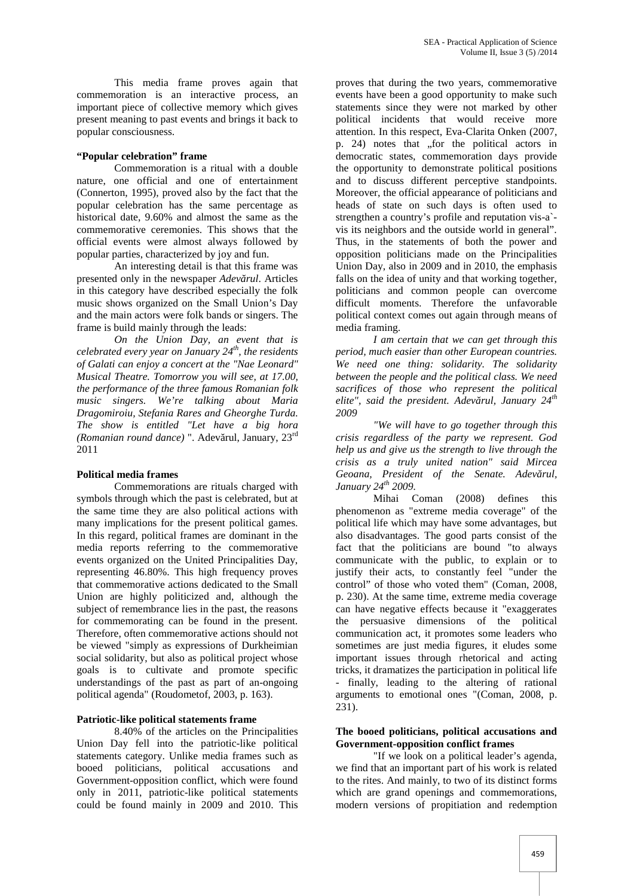This media frame proves again that commemoration is an interactive process, an important piece of collective memory which gives present meaning to past events and brings it back to popular consciousness.

**"Popular celebration" frame**

Commemoration is a ritual with a double nature, one official and one of entertainment (Connerton, 1995), proved also by the fact that the popular celebration has the same percentage as historical date, 9.60% and almost the same as the commemorative ceremonies. This shows that the official events were almost always followed by popular parties, characterized by joy and fun.

An interesting detail is that this frame was presented only in the newspaper *Adevărul*. Articles in this category have described especially the folk music shows organized on the Small Union's Day and the main actors were folk bands or singers. The frame is build mainly through the leads:

*On the Union Day, an event that is celebrated every year on January 24th, the residents of Galati can enjoy a concert at the "Nae Leonard" Musical Theatre. Tomorrow you will see, at 17.00, the performance of the three famous Romanian folk music singers. We're talking about Maria Dragomiroiu, Stefania Rares and Gheorghe Turda. The show is entitled "Let have a big hora (Romanian round dance)* ". Adevărul, January, 23rd 2011

**Political media frames**

Commemorations are rituals charged with symbols through which the past is celebrated, but at the same time they are also political actions with many implications for the present political games. In this regard, political frames are dominant in the media reports referring to the commemorative events organized on the United Principalities Day, representing 46.80%. This high frequency proves that commemorative actions dedicated to the Small Union are highly politicized and, although the subject of remembrance lies in the past, the reasons for commemorating can be found in the present. Therefore, often commemorative actions should not be viewed "simply as expressions of Durkheimian social solidarity, but also as political project whose goals is to cultivate and promote specific understandings of the past as part of an-ongoing political agenda" (Roudometof, 2003, p. 163).

**Patriotic-like political statements frame**

8.40% of the articles on the Principalities Union Day fell into the patriotic-like political statements category. Unlike media frames such as booed politicians, political accusations and Government-opposition conflict, which were found only in 2011, patriotic-like political statements could be found mainly in 2009 and 2010. This proves that during the two years, commemorative events have been a good opportunity to make such statements since they were not marked by other political incidents that would receive more attention. In this respect, Eva-Clarita Onken (2007, p. 24) notes that „for the political actors in democratic states, commemoration days provide the opportunity to demonstrate political positions and to discuss different perceptive standpoints. Moreover, the official appearance of politicians and heads of state on such days is often used to strengthen a country's profile and reputation vis-a`-vis its neighbors and the outside world in general". Thus, in the statements of both the power and opposition politicians made on the Principalities Union Day, also in 2009 and in 2010, the emphasis falls on the idea of unity and that working together, politicians and common people can overcome difficult moments. Therefore the unfavorable political context comes out again through means of media framing.

*I am certain that we can get through this period, much easier than other European countries. We need one thing: solidarity. The solidarity between the people and the political class. We need sacrifices of those who represent the political elite", said the president. Adevărul, January 24th 2009*

*"We will have to go together through this crisis regardless of the party we represent. God help us and give us the strength to live through the crisis as a truly united nation" said Mircea Geoana, President of the Senate. Adevărul, January 24th 2009.*

Mihai Coman (2008) defines this phenomenon as "extreme media coverage" of the political life which may have some advantages, but also disadvantages. The good parts consist of the fact that the politicians are bound "to always communicate with the public, to explain or to justify their acts, to constantly feel "under the control" of those who voted them" (Coman, 2008, p. 230). At the same time, extreme media coverage can have negative effects because it "exaggerates the persuasive dimensions of the political communication act, it promotes some leaders who sometimes are just media figures, it eludes some important issues through rhetorical and acting tricks, it dramatizes the participation in political life - finally, leading to the altering of rational arguments to emotional ones "(Coman, 2008, p. 231).

**The booed politicians, political accusations and Government-opposition conflict frames**

"If we look on a political leader's agenda, we find that an important part of his work is related to the rites. And mainly, to two of its distinct forms which are grand openings and commemorations, modern versions of propitiation and redemption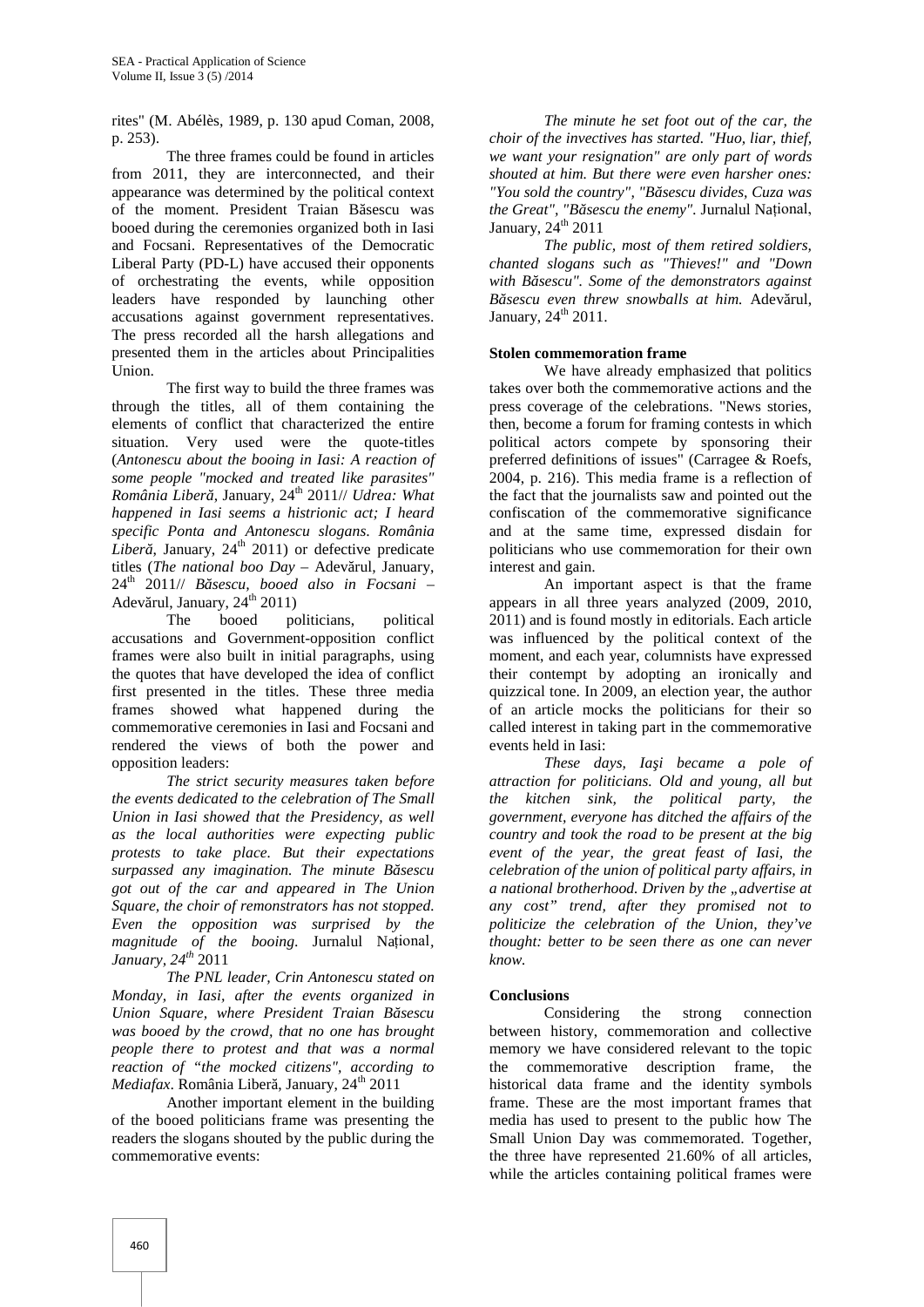rites" (M. Abélès, 1989, p. 130 apud Coman, 2008, p. 253).

The three frames could be found in articles from 2011, they are interconnected, and their appearance was determined by the political context of the moment. President Traian Băsescu was booed during the ceremonies organized both in Iasi and Focsani. Representatives of the Democratic Liberal Party (PD-L) have accused their opponents of orchestrating the events, while opposition leaders have responded by launching other accusations against government representatives. The press recorded all the harsh allegations and presented them in the articles about Principalities Union.

The first way to build the three frames was through the titles, all of them containing the elements of conflict that characterized the entire situation. Very used were the quote-titles (*Antonescu about the booing in Iasi: A reaction of some people "mocked and treated like parasites" România Liberă*, January, 24th 2011// *Udrea: What happened in Iasi seems a histrionic act; I heard specific Ponta and Antonescu slogans. România Liberă*, January, 24th 2011) or defective predicate titles (*The national boo Day* – Adevărul, January, 24th 2011// *Băsescu, booed also in Focsani* – Adevărul, January, 24th 2011)

The booed politicians, political accusations and Government-opposition conflict frames were also built in initial paragraphs, using the quotes that have developed the idea of conflict first presented in the titles. These three media frames showed what happened during the commemorative ceremonies in Iasi and Focsani and rendered the views of both the power and opposition leaders:

*The strict security measures taken before the events dedicated to the celebration of The Small Union in Iasi showed that the Presidency, as well as the local authorities were expecting public protests to take place. But their expectations surpassed any imagination. The minute Băsescu got out of the car and appeared in The Union Square, the choir of remonstrators has not stopped. Even the opposition was surprised by the magnitude of the booing.* Jurnalul Național, *January, 24th 2011*

*The PNL leader, Crin Antonescu stated on Monday, in Iasi, after the events organized in Union Square, where President Traian Băsescu was booed by the crowd, that no one has brought people there to protest and that was a normal reaction of "the mocked citizens", according to Mediafax*. România Liberă, January, 24th 2011

Another important element in the building of the booed politicians frame was presenting the readers the slogans shouted by the public during the commemorative events:

*The minute he set foot out of the car, the choir of the invectives has started. "Huo, liar, thief, we want your resignation" are only part of words shouted at him. But there were even harsher ones: "You sold the country", "Băsescu divides, Cuza was the Great", "Băsescu the enemy".* Jurnalul Național, January, 24th 2011

*The public, most of them retired soldiers, chanted slogans such as "Thieves!" and "Down with Băsescu". Some of the demonstrators against Băsescu even threw snowballs at him.* Adevărul, January, 24th 2011.

**Stolen commemoration frame**

We have already emphasized that politics takes over both the commemorative actions and the press coverage of the celebrations. "News stories, then, become a forum for framing contests in which political actors compete by sponsoring their preferred definitions of issues" (Carragee & Roefs, 2004, p. 216). This media frame is a reflection of the fact that the journalists saw and pointed out the confiscation of the commemorative significance and at the same time, expressed disdain for politicians who use commemoration for their own interest and gain.

An important aspect is that the frame appears in all three years analyzed (2009, 2010, 2011) and is found mostly in editorials. Each article was influenced by the political context of the moment, and each year, columnists have expressed their contempt by adopting an ironically and quizzical tone. In 2009, an election year, the author of an article mocks the politicians for their so called interest in taking part in the commemorative events held in Iasi:

*These days, Iaşi became a pole of attraction for politicians. Old and young, all but the kitchen sink, the political party, the government, everyone has ditched the affairs of the country and took the road to be present at the big event of the year, the great feast of Iasi, the celebration of the union of political party affairs, in a national brotherhood. Driven by the „advertise at any cost" trend, after they promised not to politicize the celebration of the Union, they've thought: better to be seen there as one can never know.*

**Conclusions**

Considering the strong connection between history, commemoration and collective memory we have considered relevant to the topic the commemorative description frame, the historical data frame and the identity symbols frame. These are the most important frames that media has used to present to the public how The Small Union Day was commemorated. Together, the three have represented 21.60% of all articles, while the articles containing political frames were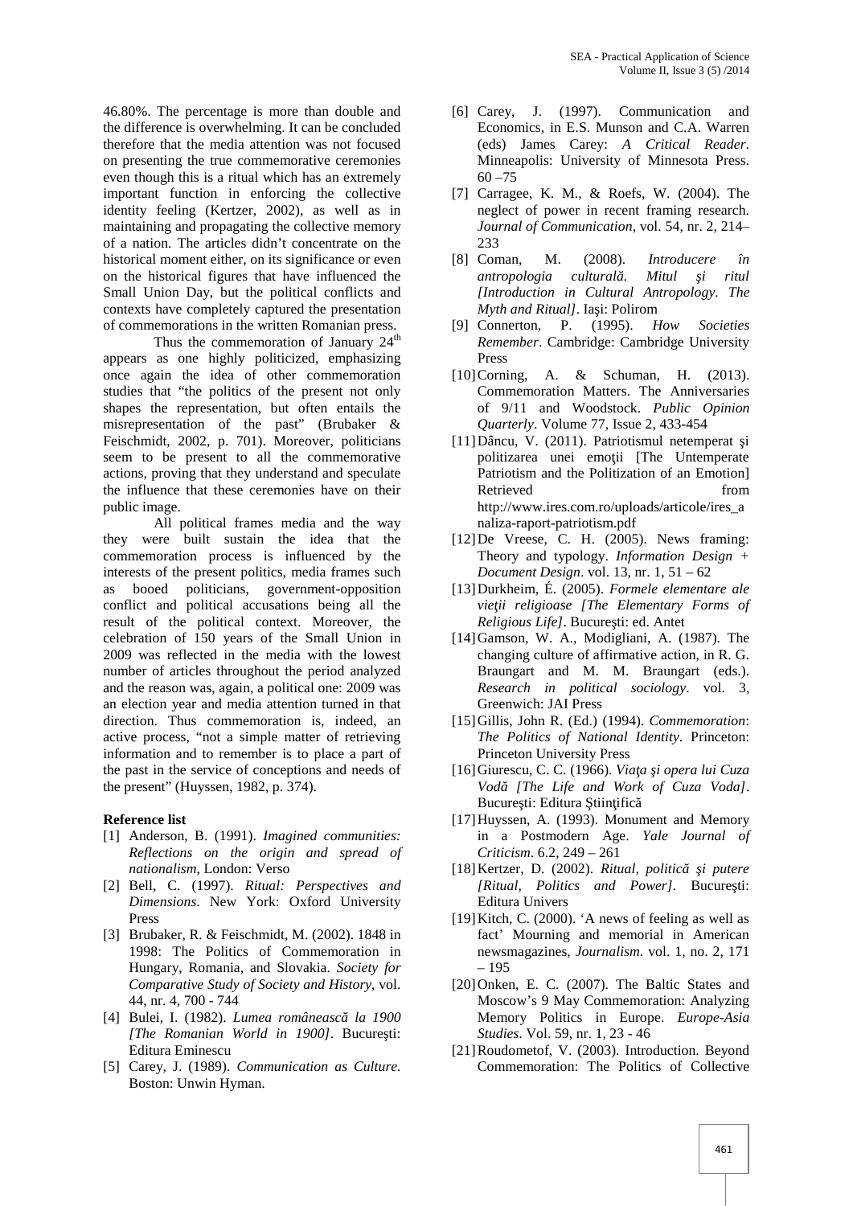46.80%. The percentage is more than double and the difference is overwhelming. It can be concluded therefore that the media attention was not focused on presenting the true commemorative ceremonies even though this is a ritual which has an extremely important function in enforcing the collective identity feeling (Kertzer, 2002), as well as in maintaining and propagating the collective memory of a nation. The articles didn't concentrate on the historical moment either, on its significance or even on the historical figures that have influenced the Small Union Day, but the political conflicts and contexts have completely captured the presentation of commemorations in the written Romanian press.

Thus the commemoration of January 24th appears as one highly politicized, emphasizing once again the idea of other commemoration studies that "the politics of the present not only shapes the representation, but often entails the misrepresentation of the past" (Brubaker & Feischmidt, 2002, p. 701). Moreover, politicians seem to be present to all the commemorative actions, proving that they understand and speculate the influence that these ceremonies have on their public image.

All political frames media and the way they were built sustain the idea that the commemoration process is influenced by the interests of the present politics, media frames such as booed politicians, government-opposition conflict and political accusations being all the result of the political context. Moreover, the celebration of 150 years of the Small Union in 2009 was reflected in the media with the lowest number of articles throughout the period analyzed and the reason was, again, a political one: 2009 was an election year and media attention turned in that direction. Thus commemoration is, indeed, an active process, "not a simple matter of retrieving information and to remember is to place a part of the past in the service of conceptions and needs of the present" (Huyssen, 1982, p. 374).

**Reference list**

[1] Anderson, B. (1991). *Imagined communities: Reflections on the origin and spread of nationalism*, London: Verso

[2] Bell, C. (1997). *Ritual: Perspectives and Dimensions*. New York: Oxford University Press

[3] Brubaker, R. & Feischmidt, M. (2002). 1848 in 1998: The Politics of Commemoration in Hungary, Romania, and Slovakia. *Society for Comparative Study of Society and History*, vol. 44, nr. 4, 700 - 744

[4] Bulei, I. (1982). *Lumea românească la 1900 [The Romanian World in 1900]*. Bucureşti: Editura Eminescu

[5] Carey, J. (1989). *Communication as Culture.* Boston: Unwin Hyman.

[6] Carey, J. (1997). Communication and Economics, in E.S. Munson and C.A. Warren (eds) James Carey: *A Critical Reader.* Minneapolis: University of Minnesota Press. 60 –75

[7] Carragee, K. M., & Roefs, W. (2004). The neglect of power in recent framing research. *Journal of Communication*, vol. 54, nr. 2, 214–233

[8] Coman, M. (2008). *Introducere în antropologia culturală. Mitul şi ritul [Introduction in Cultural Antropology. The Myth and Ritual]*. Iaşi: Polirom

[9] Connerton, P. (1995). *How Societies Remember*. Cambridge: Cambridge University Press

[10] Corning, A. & Schuman, H. (2013). Commemoration Matters. The Anniversaries of 9/11 and Woodstock. *Public Opinion Quarterly*. Volume 77, Issue 2, 433-454

[11] Dâncu, V. (2011). Patriotismul netemperat şi politizarea unei emoţii [The Untemperate Patriotism and the Politization of an Emotion] Retrieved from http://www.ires.com.ro/uploads/articole/ires_analiza-raport-patriotism.pdf

[12] De Vreese, C. H. (2005). News framing: Theory and typology. *Information Design + Document Design*. vol. 13, nr. 1, 51 – 62

[13] Durkheim, É. (2005). *Formele elementare ale vieţii religioase [The Elementary Forms of Religious Life]*. Bucureşti: ed. Antet

[14] Gamson, W. A., Modigliani, A. (1987). The changing culture of affirmative action, in R. G. Braungart and M. M. Braungart (eds.). *Research in political sociology*. vol. 3, Greenwich: JAI Press

[15] Gillis, John R. (Ed.) (1994). *Commemoration*: *The Politics of National Identity.* Princeton: Princeton University Press

[16] Giurescu, C. C. (1966). *Viaţa şi opera lui Cuza Vodă [The Life and Work of Cuza Voda]*. Bucureşti: Editura Ştiinţifică

[17] Huyssen, A. (1993). Monument and Memory in a Postmodern Age. *Yale Journal of Criticism*. 6.2, 249 – 261

[18] Kertzer, D. (2002). *Ritual, politică şi putere [Ritual, Politics and Power]*. Bucureşti: Editura Univers

[19] Kitch, C. (2000). 'A news of feeling as well as fact' Mourning and memorial in American newsmagazines, *Journalism*. vol. 1, no. 2, 171 – 195

[20] Onken, E. C. (2007). The Baltic States and Moscow's 9 May Commemoration: Analyzing Memory Politics in Europe. *Europe-Asia Studies*. Vol. 59, nr. 1, 23 - 46

[21] Roudometof, V. (2003). Introduction. Beyond Commemoration: The Politics of Collective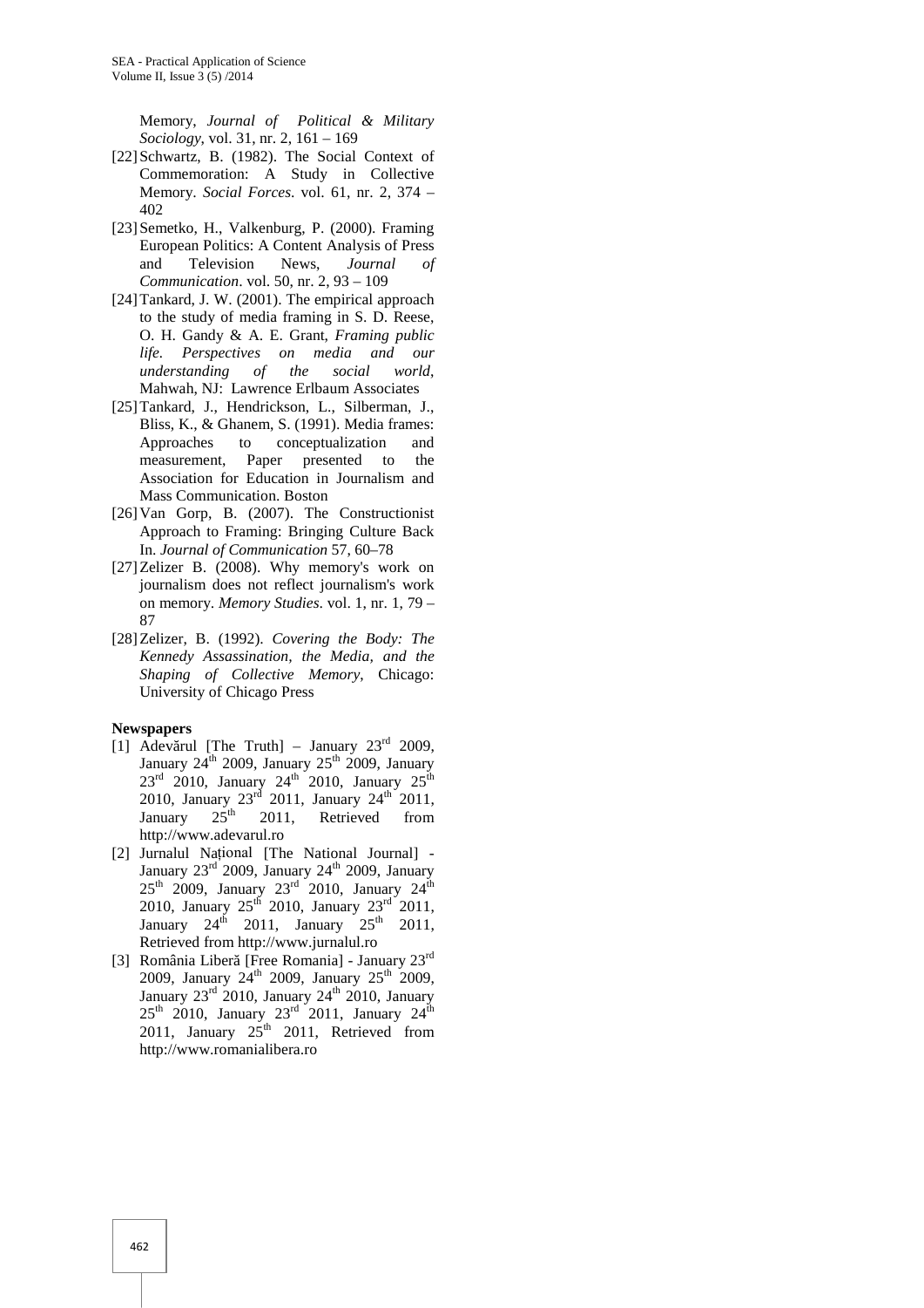Memory, *Journal of Political & Military Sociology*, vol. 31, nr. 2, 161 – 169

[22] Schwartz, B. (1982). The Social Context of Commemoration: A Study in Collective Memory. *Social Forces*. vol. 61, nr. 2, 374 – 402

[23] Semetko, H., Valkenburg, P. (2000). Framing European Politics: A Content Analysis of Press and Television News, *Journal of Communication*. vol. 50, nr. 2, 93 – 109

[24] Tankard, J. W. (2001). The empirical approach to the study of media framing in S. D. Reese, O. H. Gandy & A. E. Grant, *Framing public life. Perspectives on media and our understanding of the social world*, Mahwah, NJ: Lawrence Erlbaum Associates

[25] Tankard, J., Hendrickson, L., Silberman, J., Bliss, K., & Ghanem, S. (1991). Media frames: Approaches to conceptualization and measurement, Paper presented to the Association for Education in Journalism and Mass Communication. Boston

[26] Van Gorp, B. (2007). The Constructionist Approach to Framing: Bringing Culture Back In. *Journal of Communication* 57, 60–78

[27] Zelizer B. (2008). Why memory's work on journalism does not reflect journalism's work on memory. *Memory Studies*. vol. 1, nr. 1, 79 – 87

[28] Zelizer, B. (1992). *Covering the Body: The Kennedy Assassination, the Media, and the Shaping of Collective Memory*, Chicago: University of Chicago Press

**Newspapers**

[1] Adevărul [The Truth] – January 23rd 2009, January 24th 2009, January 25th 2009, January 23rd 2010, January 24th 2010, January 25th 2010, January 23rd 2011, January 24th 2011, January 25th 2011, Retrieved from http://www.adevarul.ro

[2] Jurnalul Național [The National Journal] - January 23rd 2009, January 24th 2009, January 25th 2009, January 23rd 2010, January 24th 2010, January 25th 2010, January 23rd 2011, January 24th 2011, January 25th 2011, Retrieved from http://www.jurnalul.ro

[3] România Liberă [Free Romania] - January 23rd 2009, January 24th 2009, January 25th 2009, January 23rd 2010, January 24th 2010, January 25th 2010, January 23rd 2011, January 24th 2011, January 25th 2011, Retrieved from http://www.romanialibera.ro